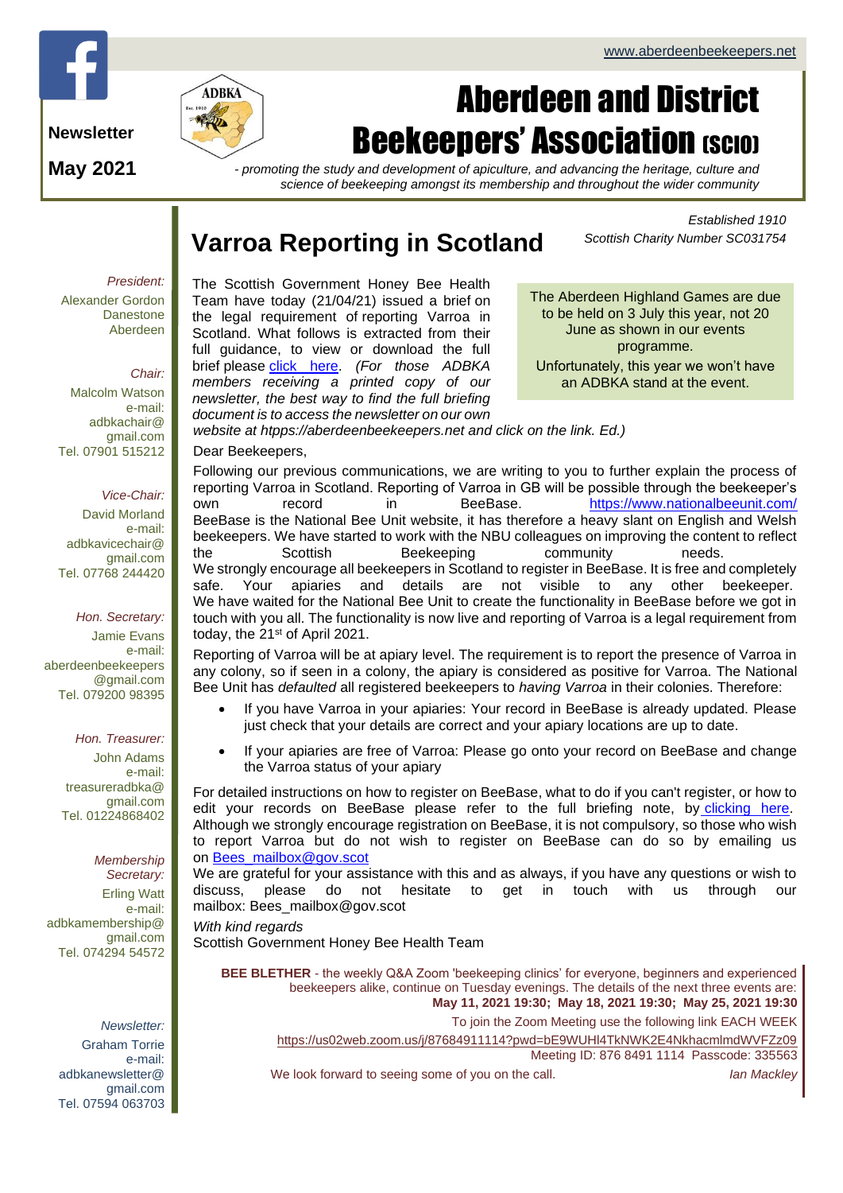www.aberdeenbeekeepers.net

**Newsletter**

**May 2021**

# Aberdeen and District Beekeepers' Association (SCIO)

*- promoting the study and development of apiculture, and advancing the heritage, culture and science of beekeeping amongst its membership and throughout the wider community*

*Established 1910*
*Scottish Charity Number SC031754*

*President:*
Alexander Gordon
Danestone
Aberdeen

*Chair:*
Malcolm Watson
e-mail:
adbkachair@gmail.com
Tel. 07901 515212

*Vice-Chair:*
David Morland
e-mail:
adbkavicechair@gmail.com
Tel. 07768 244420

*Hon. Secretary:*
Jamie Evans
e-mail:
aberdeenbeekeepers@gmail.com
Tel. 079200 98395

*Hon. Treasurer:*
John Adams
e-mail:
treasureradbka@gmail.com
Tel. 01224868402

*Membership Secretary:*
Erling Watt
e-mail:
adbkamembership@gmail.com
Tel. 074294 54572

*Newsletter:*
Graham Torrie
e-mail:
adbkanewsletter@gmail.com
Tel. 07594 063703

## Varroa Reporting in Scotland

The Aberdeen Highland Games are due to be held on 3 July this year, not 20 June as shown in our events programme.

Unfortunately, this year we won't have an ADBKA stand at the event.

The Scottish Government Honey Bee Health Team have today (21/04/21) issued a brief on the legal requirement of reporting Varroa in Scotland. What follows is extracted from their full guidance, to view or download the full brief please click here. *(For those ADBKA members receiving a printed copy of our newsletter, the best way to find the full briefing document is to access the newsletter on our own website at htpps://aberdeenbeekeepers.net and click on the link. Ed.)*

Dear Beekeepers,

Following our previous communications, we are writing to you to further explain the process of reporting Varroa in Scotland. Reporting of Varroa in GB will be possible through the beekeeper's own record in BeeBase. https://www.nationalbeeunit.com/ BeeBase is the National Bee Unit website, it has therefore a heavy slant on English and Welsh beekeepers. We have started to work with the NBU colleagues on improving the content to reflect the Scottish Beekeeping community needs.
We strongly encourage all beekeepers in Scotland to register in BeeBase. It is free and completely safe. Your apiaries and details are not visible to any other beekeeper.
We have waited for the National Bee Unit to create the functionality in BeeBase before we got in touch with you all. The functionality is now live and reporting of Varroa is a legal requirement from today, the 21st of April 2021.

Reporting of Varroa will be at apiary level. The requirement is to report the presence of Varroa in any colony, so if seen in a colony, the apiary is considered as positive for Varroa. The National Bee Unit has *defaulted* all registered beekeepers to *having Varroa* in their colonies. Therefore:

- If you have Varroa in your apiaries: Your record in BeeBase is already updated. Please just check that your details are correct and your apiary locations are up to date.
- If your apiaries are free of Varroa: Please go onto your record on BeeBase and change the Varroa status of your apiary

For detailed instructions on how to register on BeeBase, what to do if you can't register, or how to edit your records on BeeBase please refer to the full briefing note, by clicking here. Although we strongly encourage registration on BeeBase, it is not compulsory, so those who wish to report Varroa but do not wish to register on BeeBase can do so by emailing us on Bees_mailbox@gov.scot
We are grateful for your assistance with this and as always, if you have any questions or wish to discuss, please do not hesitate to get in touch with us through our mailbox: Bees_mailbox@gov.scot

*With kind regards*
Scottish Government Honey Bee Health Team

**BEE BLETHER** - the weekly Q&A Zoom 'beekeeping clinics' for everyone, beginners and experienced beekeepers alike, continue on Tuesday evenings. The details of the next three events are:
**May 11, 2021 19:30; May 18, 2021 19:30; May 25, 2021 19:30**

To join the Zoom Meeting use the following link EACH WEEK
https://us02web.zoom.us/j/87684911114?pwd=bE9WUHl4TkNWK2E4NkhacmlmdWVFZz09
Meeting ID: 876 8491 1114 Passcode: 335563

We look forward to seeing some of you on the call. *Ian Mackley*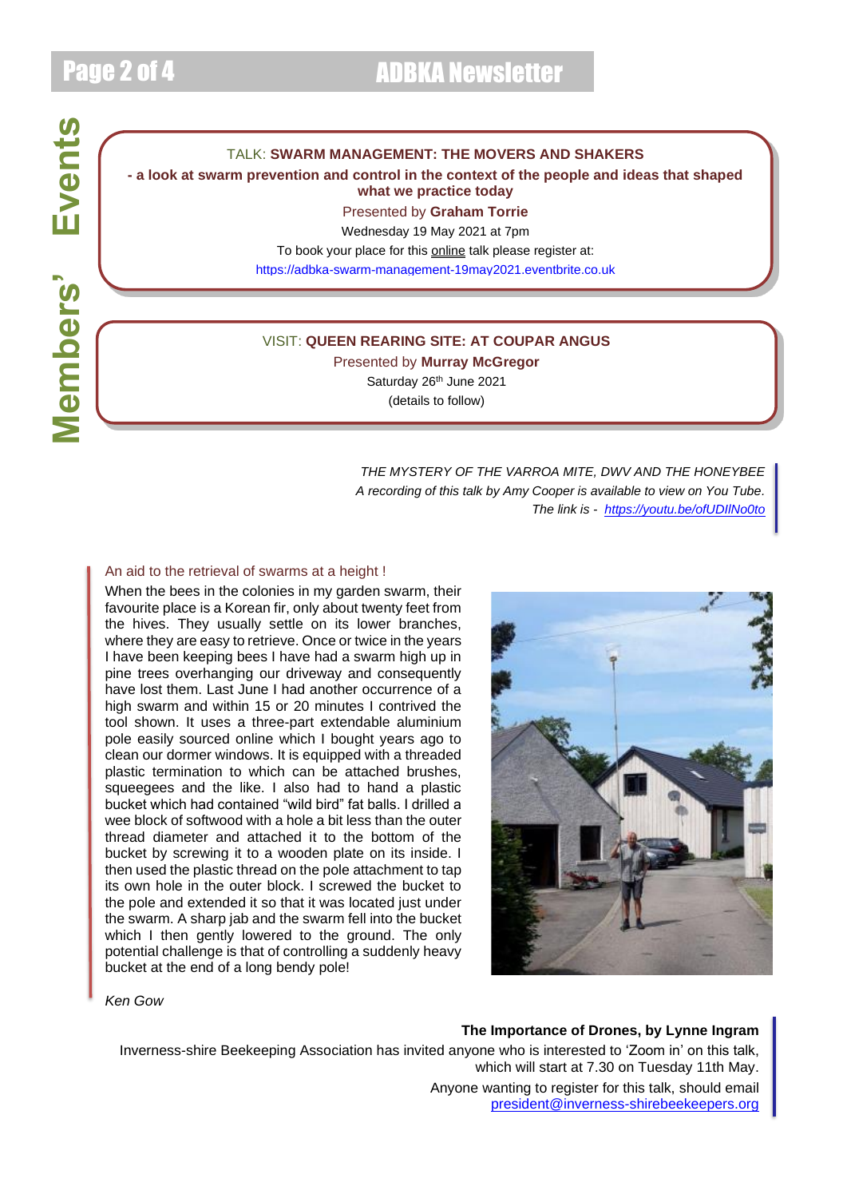# Members' Events

TALK: **SWARM MANAGEMENT: THE MOVERS AND SHAKERS**

**- a look at swarm prevention and control in the context of the people and ideas that shaped what we practice today**

Presented by **Graham Torrie**

Wednesday 19 May 2021 at 7pm

To book your place for this online talk please register at:

https://adbka-swarm-management-19may2021.eventbrite.co.uk

VISIT: **QUEEN REARING SITE: AT COUPAR ANGUS**

Presented by **Murray McGregor**

Saturday 26th June 2021

(details to follow)

*THE MYSTERY OF THE VARROA MITE, DWV AND THE HONEYBEE*
*A recording of this talk by Amy Cooper is available to view on You Tube.*
*The link is - https://youtu.be/ofUDIlNo0to*

## An aid to the retrieval of swarms at a height !

When the bees in the colonies in my garden swarm, their favourite place is a Korean fir, only about twenty feet from the hives. They usually settle on its lower branches, where they are easy to retrieve. Once or twice in the years I have been keeping bees I have had a swarm high up in pine trees overhanging our driveway and consequently have lost them. Last June I had another occurrence of a high swarm and within 15 or 20 minutes I contrived the tool shown. It uses a three-part extendable aluminium pole easily sourced online which I bought years ago to clean our dormer windows. It is equipped with a threaded plastic termination to which can be attached brushes, squeegees and the like. I also had to hand a plastic bucket which had contained "wild bird" fat balls. I drilled a wee block of softwood with a hole a bit less than the outer thread diameter and attached it to the bottom of the bucket by screwing it to a wooden plate on its inside. I then used the plastic thread on the pole attachment to tap its own hole in the outer block. I screwed the bucket to the pole and extended it so that it was located just under the swarm. A sharp jab and the swarm fell into the bucket which I then gently lowered to the ground. The only potential challenge is that of controlling a suddenly heavy bucket at the end of a long bendy pole!

*Ken Gow*

**The Importance of Drones, by Lynne Ingram**

Inverness-shire Beekeeping Association has invited anyone who is interested to 'Zoom in' on this talk, which will start at 7.30 on Tuesday 11th May.

Anyone wanting to register for this talk, should email president@inverness-shirebeekeepers.org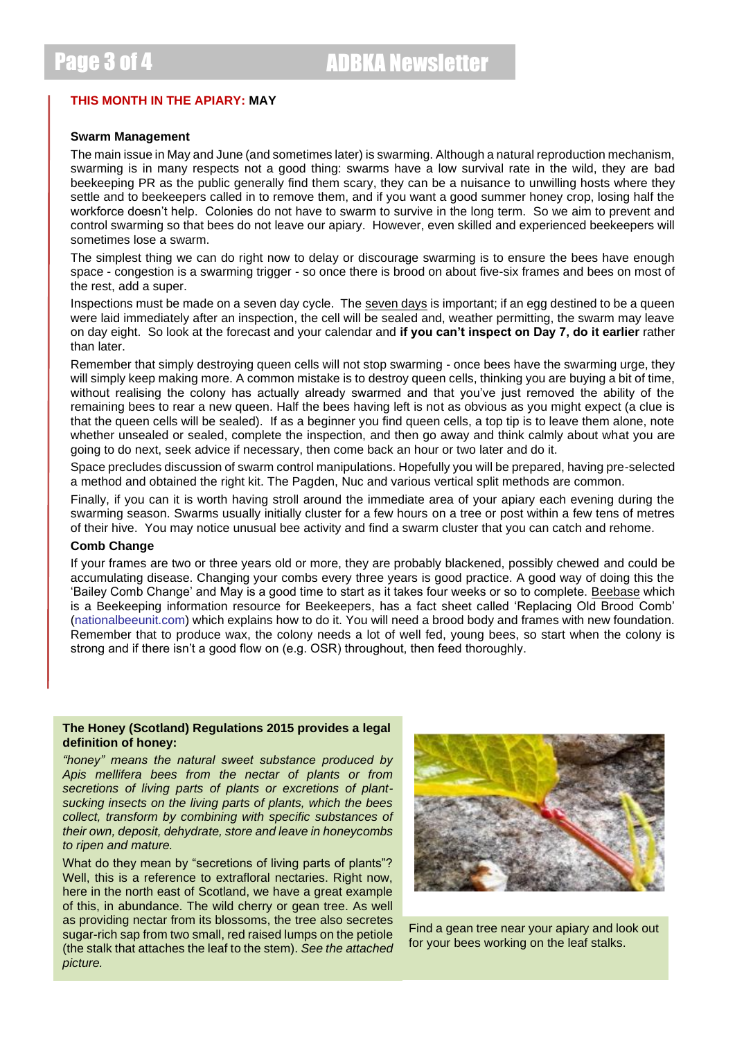## THIS MONTH IN THE APIARY: MAY

### Swarm Management

The main issue in May and June (and sometimes later) is swarming. Although a natural reproduction mechanism, swarming is in many respects not a good thing: swarms have a low survival rate in the wild, they are bad beekeeping PR as the public generally find them scary, they can be a nuisance to unwilling hosts where they settle and to beekeepers called in to remove them, and if you want a good summer honey crop, losing half the workforce doesn't help. Colonies do not have to swarm to survive in the long term. So we aim to prevent and control swarming so that bees do not leave our apiary. However, even skilled and experienced beekeepers will sometimes lose a swarm.

The simplest thing we can do right now to delay or discourage swarming is to ensure the bees have enough space - congestion is a swarming trigger - so once there is brood on about five-six frames and bees on most of the rest, add a super.

Inspections must be made on a seven day cycle. The seven days is important; if an egg destined to be a queen were laid immediately after an inspection, the cell will be sealed and, weather permitting, the swarm may leave on day eight. So look at the forecast and your calendar and **if you can't inspect on Day 7, do it earlier** rather than later.

Remember that simply destroying queen cells will not stop swarming - once bees have the swarming urge, they will simply keep making more. A common mistake is to destroy queen cells, thinking you are buying a bit of time, without realising the colony has actually already swarmed and that you've just removed the ability of the remaining bees to rear a new queen. Half the bees having left is not as obvious as you might expect (a clue is that the queen cells will be sealed). If as a beginner you find queen cells, a top tip is to leave them alone, note whether unsealed or sealed, complete the inspection, and then go away and think calmly about what you are going to do next, seek advice if necessary, then come back an hour or two later and do it.

Space precludes discussion of swarm control manipulations. Hopefully you will be prepared, having pre-selected a method and obtained the right kit. The Pagden, Nuc and various vertical split methods are common.

Finally, if you can it is worth having stroll around the immediate area of your apiary each evening during the swarming season. Swarms usually initially cluster for a few hours on a tree or post within a few tens of metres of their hive. You may notice unusual bee activity and find a swarm cluster that you can catch and rehome.

### Comb Change

If your frames are two or three years old or more, they are probably blackened, possibly chewed and could be accumulating disease. Changing your combs every three years is good practice. A good way of doing this the 'Bailey Comb Change' and May is a good time to start as it takes four weeks or so to complete. Beebase which is a Beekeeping information resource for Beekeepers, has a fact sheet called 'Replacing Old Brood Comb' (nationalbeeunit.com) which explains how to do it. You will need a brood body and frames with new foundation. Remember that to produce wax, the colony needs a lot of well fed, young bees, so start when the colony is strong and if there isn't a good flow on (e.g. OSR) throughout, then feed thoroughly.

**The Honey (Scotland) Regulations 2015 provides a legal definition of honey:**

*"honey" means the natural sweet substance produced by Apis mellifera bees from the nectar of plants or from secretions of living parts of plants or excretions of plant-sucking insects on the living parts of plants, which the bees collect, transform by combining with specific substances of their own, deposit, dehydrate, store and leave in honeycombs to ripen and mature.*

What do they mean by "secretions of living parts of plants"? Well, this is a reference to extrafloral nectaries. Right now, here in the north east of Scotland, we have a great example of this, in abundance. The wild cherry or gean tree. As well as providing nectar from its blossoms, the tree also secretes sugar-rich sap from two small, red raised lumps on the petiole (the stalk that attaches the leaf to the stem). *See the attached picture.*

Find a gean tree near your apiary and look out for your bees working on the leaf stalks.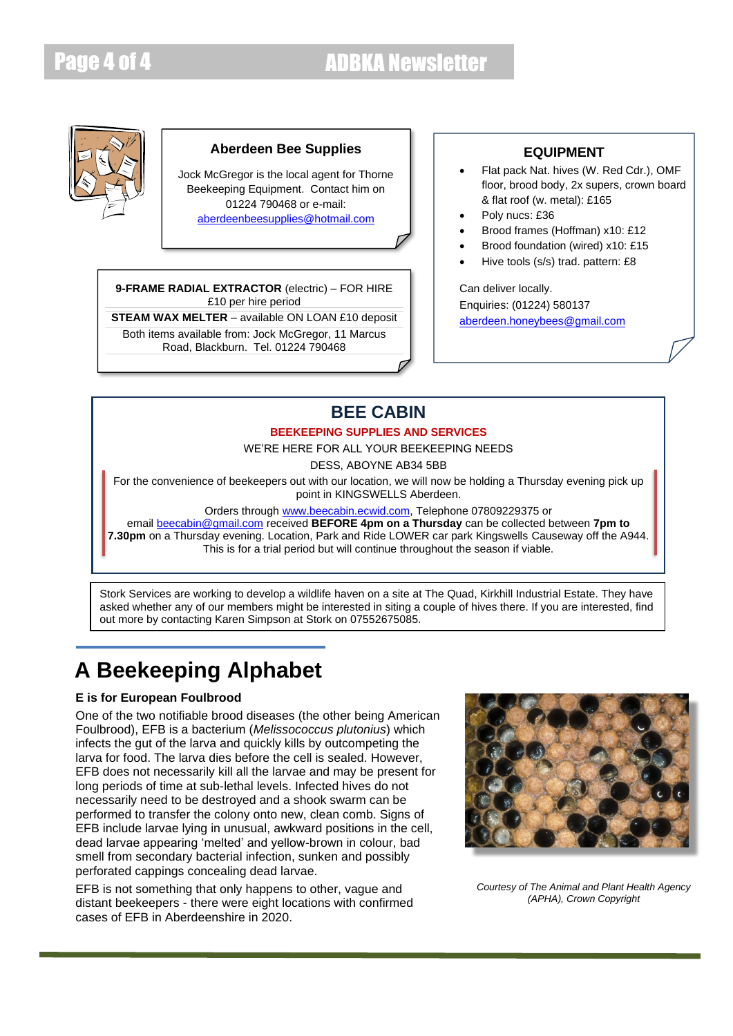### Aberdeen Bee Supplies

Jock McGregor is the local agent for Thorne Beekeeping Equipment. Contact him on 01224 790468 or e-mail: aberdeenbeesupplies@hotmail.com

**9-FRAME RADIAL EXTRACTOR** (electric) – FOR HIRE
£10 per hire period

**STEAM WAX MELTER** – available ON LOAN £10 deposit

Both items available from: Jock McGregor, 11 Marcus Road, Blackburn. Tel. 01224 790468

### EQUIPMENT

- Flat pack Nat. hives (W. Red Cdr.), OMF floor, brood body, 2x supers, crown board & flat roof (w. metal): £165
- Poly nucs: £36
- Brood frames (Hoffman) x10: £12
- Brood foundation (wired) x10: £15
- Hive tools (s/s) trad. pattern: £8

Can deliver locally.
Enquiries: (01224) 580137
aberdeen.honeybees@gmail.com

## BEE CABIN

**BEEKEEPING SUPPLIES AND SERVICES**

WE'RE HERE FOR ALL YOUR BEEKEEPING NEEDS

DESS, ABOYNE AB34 5BB

For the convenience of beekeepers out with our location, we will now be holding a Thursday evening pick up point in KINGSWELLS Aberdeen.

Orders through www.beecabin.ecwid.com, Telephone 07809229375 or email beecabin@gmail.com received **BEFORE 4pm on a Thursday** can be collected between **7pm to 7.30pm** on a Thursday evening. Location, Park and Ride LOWER car park Kingswells Causeway off the A944. This is for a trial period but will continue throughout the season if viable.

Stork Services are working to develop a wildlife haven on a site at The Quad, Kirkhill Industrial Estate. They have asked whether any of our members might be interested in siting a couple of hives there. If you are interested, find out more by contacting Karen Simpson at Stork on 07552675085.

# A Beekeeping Alphabet

**E is for European Foulbrood**

One of the two notifiable brood diseases (the other being American Foulbrood), EFB is a bacterium (*Melissococcus plutonius*) which infects the gut of the larva and quickly kills by outcompeting the larva for food. The larva dies before the cell is sealed. However, EFB does not necessarily kill all the larvae and may be present for long periods of time at sub-lethal levels. Infected hives do not necessarily need to be destroyed and a shook swarm can be performed to transfer the colony onto new, clean comb. Signs of EFB include larvae lying in unusual, awkward positions in the cell, dead larvae appearing 'melted' and yellow-brown in colour, bad smell from secondary bacterial infection, sunken and possibly perforated cappings concealing dead larvae.

EFB is not something that only happens to other, vague and distant beekeepers - there were eight locations with confirmed cases of EFB in Aberdeenshire in 2020.

*Courtesy of The Animal and Plant Health Agency (APHA), Crown Copyright*